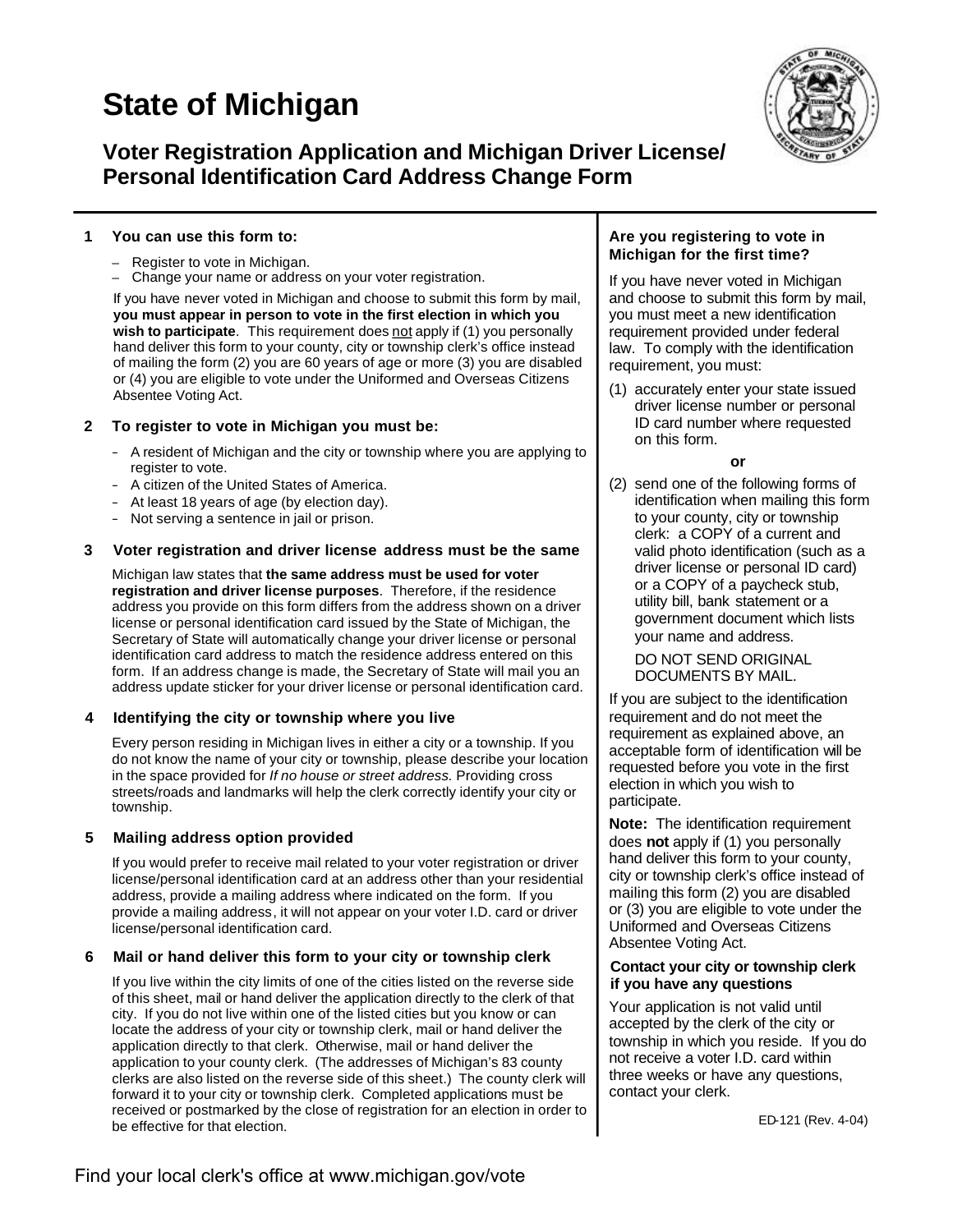# State of Michigan

## Voter Registration Application and Michigan Driver License/ Personal Identification Card Address Change Form

### 1 You can use this form to:

- Register to vote in Michigan.
- Change your name or address on your voter registration.

If you have never voted in Michigan and choose to submit this form by mail, **you must appear in person to vote in the first election in which you wish to participate**. This requirement does not apply if (1) you personally hand deliver this form to your county, city or township clerk's office instead of mailing the form (2) you are 60 years of age or more (3) you are disabled or (4) you are eligible to vote under the Uniformed and Overseas Citizens Absentee Voting Act.

### 2 To register to vote in Michigan you must be:

- A resident of Michigan and the city or township where you are applying to register to vote.
- A citizen of the United States of America.
- At least 18 years of age (by election day).
- Not serving a sentence in jail or prison.

### 3 Voter registration and driver license address must be the same

Michigan law states that **the same address must be used for voter registration and driver license purposes**. Therefore, if the residence address you provide on this form differs from the address shown on a driver license or personal identification card issued by the State of Michigan, the Secretary of State will automatically change your driver license or personal identification card address to match the residence address entered on this form. If an address change is made, the Secretary of State will mail you an address update sticker for your driver license or personal identification card.

### 4 Identifying the city or township where you live

Every person residing in Michigan lives in either a city or a township. If you do not know the name of your city or township, please describe your location in the space provided for *If no house or street address.* Providing cross streets/roads and landmarks will help the clerk correctly identify your city or township.

### 5 Mailing address option provided

If you would prefer to receive mail related to your voter registration or driver license/personal identification card at an address other than your residential address, provide a mailing address where indicated on the form. If you provide a mailing address, it will not appear on your voter I.D. card or driver license/personal identification card.

### 6 Mail or hand deliver this form to your city or township clerk

If you live within the city limits of one of the cities listed on the reverse side of this sheet, mail or hand deliver the application directly to the clerk of that city. If you do not live within one of the listed cities but you know or can locate the address of your city or township clerk, mail or hand deliver the application directly to that clerk. Otherwise, mail or hand deliver the application to your county clerk. (The addresses of Michigan's 83 county clerks are also listed on the reverse side of this sheet.) The county clerk will forward it to your city or township clerk. Completed applications must be received or postmarked by the close of registration for an election in order to be effective for that election.

### Are you registering to vote in Michigan for the first time?

If you have never voted in Michigan and choose to submit this form by mail, you must meet a new identification requirement provided under federal law. To comply with the identification requirement, you must:

(1) accurately enter your state issued driver license number or personal ID card number where requested on this form.

**or**

(2) send one of the following forms of identification when mailing this form to your county, city or township clerk: a COPY of a current and valid photo identification (such as a driver license or personal ID card) or a COPY of a paycheck stub, utility bill, bank statement or a government document which lists your name and address.

DO NOT SEND ORIGINAL DOCUMENTS BY MAIL.

If you are subject to the identification requirement and do not meet the requirement as explained above, an acceptable form of identification will be requested before you vote in the first election in which you wish to participate.

**Note:** The identification requirement does **not** apply if (1) you personally hand deliver this form to your county, city or township clerk's office instead of mailing this form (2) you are disabled or (3) you are eligible to vote under the Uniformed and Overseas Citizens Absentee Voting Act.

### Contact your city or township clerk if you have any questions

Your application is not valid until accepted by the clerk of the city or township in which you reside. If you do not receive a voter I.D. card within three weeks or have any questions, contact your clerk.

ED-121 (Rev. 4-04)

Find your local clerk's office at www.michigan.gov/vote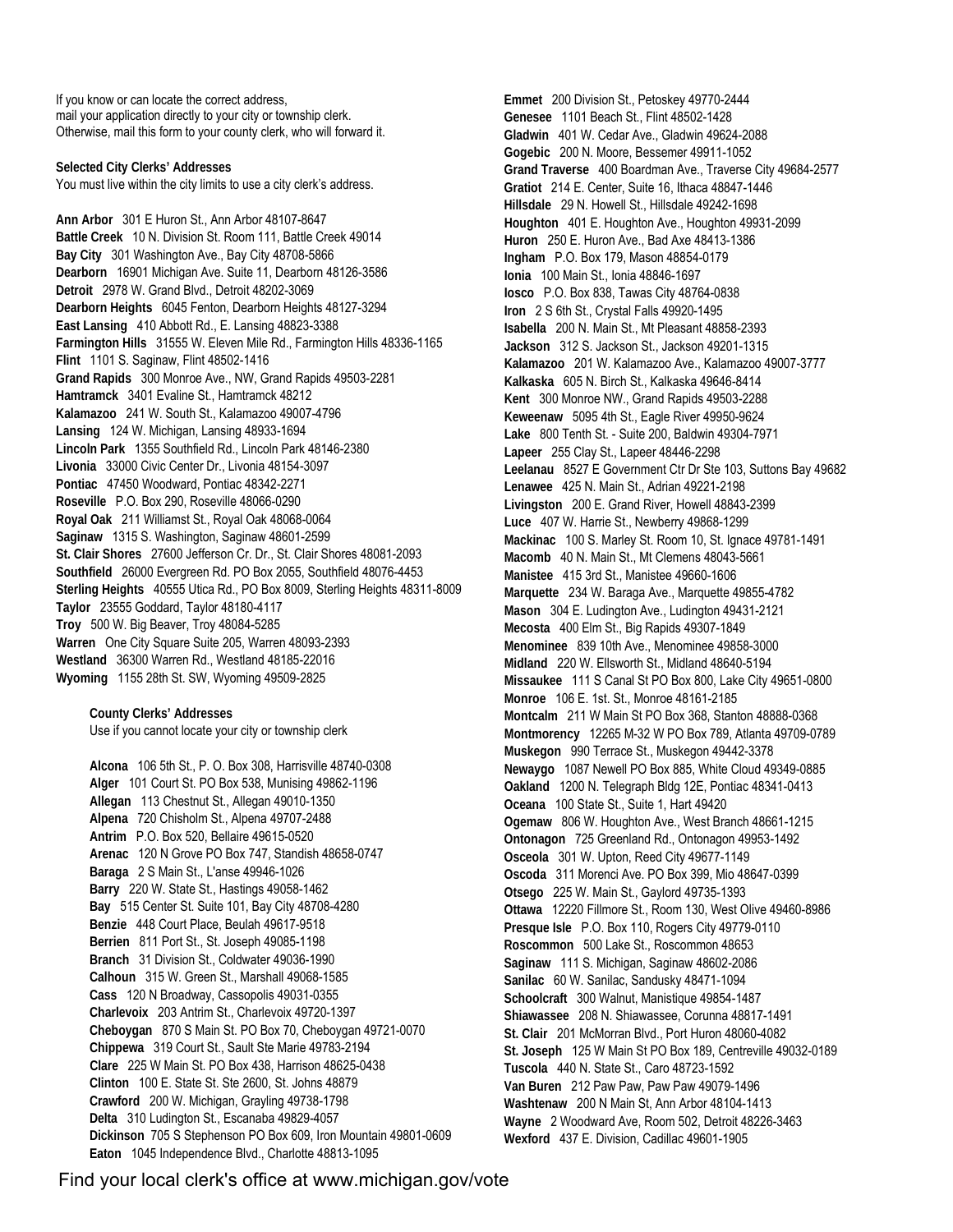If you know or can locate the correct address, mail your application directly to your city or township clerk. Otherwise, mail this form to your county clerk, who will forward it.

**Selected City Clerks' Addresses**

You must live within the city limits to use a city clerk's address.

**Ann Arbor** 301 E Huron St., Ann Arbor 48107-8647
**Battle Creek** 10 N. Division St. Room 111, Battle Creek 49014
**Bay City** 301 Washington Ave., Bay City 48708-5866
**Dearborn** 16901 Michigan Ave. Suite 11, Dearborn 48126-3586
**Detroit** 2978 W. Grand Blvd., Detroit 48202-3069
**Dearborn Heights** 6045 Fenton, Dearborn Heights 48127-3294
**East Lansing** 410 Abbott Rd., E. Lansing 48823-3388
**Farmington Hills** 31555 W. Eleven Mile Rd., Farmington Hills 48336-1165
**Flint** 1101 S. Saginaw, Flint 48502-1416
**Grand Rapids** 300 Monroe Ave., NW, Grand Rapids 49503-2281
**Hamtramck** 3401 Evaline St., Hamtramck 48212
**Kalamazoo** 241 W. South St., Kalamazoo 49007-4796
**Lansing** 124 W. Michigan, Lansing 48933-1694
**Lincoln Park** 1355 Southfield Rd., Lincoln Park 48146-2380
**Livonia** 33000 Civic Center Dr., Livonia 48154-3097
**Pontiac** 47450 Woodward, Pontiac 48342-2271
**Roseville** P.O. Box 290, Roseville 48066-0290
**Royal Oak** 211 Williamst St., Royal Oak 48068-0064
**Saginaw** 1315 S. Washington, Saginaw 48601-2599
**St. Clair Shores** 27600 Jefferson Cr. Dr., St. Clair Shores 48081-2093
**Southfield** 26000 Evergreen Rd. PO Box 2055, Southfield 48076-4453
**Sterling Heights** 40555 Utica Rd., PO Box 8009, Sterling Heights 48311-8009
**Taylor** 23555 Goddard, Taylor 48180-4117
**Troy** 500 W. Big Beaver, Troy 48084-5285
**Warren** One City Square Suite 205, Warren 48093-2393
**Westland** 36300 Warren Rd., Westland 48185-22016
**Wyoming** 1155 28th St. SW, Wyoming 49509-2825

**County Clerks' Addresses**

Use if you cannot locate your city or township clerk

**Alcona** 106 5th St., P. O. Box 308, Harrisville 48740-0308
**Alger** 101 Court St. PO Box 538, Munising 49862-1196
**Allegan** 113 Chestnut St., Allegan 49010-1350
**Alpena** 720 Chisholm St., Alpena 49707-2488
**Antrim** P.O. Box 520, Bellaire 49615-0520
**Arenac** 120 N Grove PO Box 747, Standish 48658-0747
**Baraga** 2 S Main St., L'anse 49946-1026
**Barry** 220 W. State St., Hastings 49058-1462
**Bay** 515 Center St. Suite 101, Bay City 48708-4280
**Benzie** 448 Court Place, Beulah 49617-9518
**Berrien** 811 Port St., St. Joseph 49085-1198
**Branch** 31 Division St., Coldwater 49036-1990
**Calhoun** 315 W. Green St., Marshall 49068-1585
**Cass** 120 N Broadway, Cassopolis 49031-0355
**Charlevoix** 203 Antrim St., Charlevoix 49720-1397
**Cheboygan** 870 S Main St. PO Box 70, Cheboygan 49721-0070
**Chippewa** 319 Court St., Sault Ste Marie 49783-2194
**Clare** 225 W Main St. PO Box 438, Harrison 48625-0438
**Clinton** 100 E. State St. Ste 2600, St. Johns 48879
**Crawford** 200 W. Michigan, Grayling 49738-1798
**Delta** 310 Ludington St., Escanaba 49829-4057
**Dickinson** 705 S Stephenson PO Box 609, Iron Mountain 49801-0609
**Eaton** 1045 Independence Blvd., Charlotte 48813-1095
**Emmet** 200 Division St., Petoskey 49770-2444
**Genesee** 1101 Beach St., Flint 48502-1428
**Gladwin** 401 W. Cedar Ave., Gladwin 49624-2088
**Gogebic** 200 N. Moore, Bessemer 49911-1052
**Grand Traverse** 400 Boardman Ave., Traverse City 49684-2577
**Gratiot** 214 E. Center, Suite 16, Ithaca 48847-1446
**Hillsdale** 29 N. Howell St., Hillsdale 49242-1698
**Houghton** 401 E. Houghton Ave., Houghton 49931-2099
**Huron** 250 E. Huron Ave., Bad Axe 48413-1386
**Ingham** P.O. Box 179, Mason 48854-0179
**Ionia** 100 Main St., Ionia 48846-1697
**Iosco** P.O. Box 838, Tawas City 48764-0838
**Iron** 2 S 6th St., Crystal Falls 49920-1495
**Isabella** 200 N. Main St., Mt Pleasant 48858-2393
**Jackson** 312 S. Jackson St., Jackson 49201-1315
**Kalamazoo** 201 W. Kalamazoo Ave., Kalamazoo 49007-3777
**Kalkaska** 605 N. Birch St., Kalkaska 49646-8414
**Kent** 300 Monroe NW., Grand Rapids 49503-2288
**Keweenaw** 5095 4th St., Eagle River 49950-9624
**Lake** 800 Tenth St. - Suite 200, Baldwin 49304-7971
**Lapeer** 255 Clay St., Lapeer 48446-2298
**Leelanau** 8527 E Government Ctr Dr Ste 103, Suttons Bay 49682
**Lenawee** 425 N. Main St., Adrian 49221-2198
**Livingston** 200 E. Grand River, Howell 48843-2399
**Luce** 407 W. Harrie St., Newberry 49868-1299
**Mackinac** 100 S. Marley St. Room 10, St. Ignace 49781-1491
**Macomb** 40 N. Main St., Mt Clemens 48043-5661
**Manistee** 415 3rd St., Manistee 49660-1606
**Marquette** 234 W. Baraga Ave., Marquette 49855-4782
**Mason** 304 E. Ludington Ave., Ludington 49431-2121
**Mecosta** 400 Elm St., Big Rapids 49307-1849
**Menominee** 839 10th Ave., Menominee 49858-3000
**Midland** 220 W. Ellsworth St., Midland 48640-5194
**Missaukee** 111 S Canal St PO Box 800, Lake City 49651-0800
**Monroe** 106 E. 1st. St., Monroe 48161-2185
**Montcalm** 211 W Main St PO Box 368, Stanton 48888-0368
**Montmorency** 12265 M-32 W PO Box 789, Atlanta 49709-0789
**Muskegon** 990 Terrace St., Muskegon 49442-3378
**Newaygo** 1087 Newell PO Box 885, White Cloud 49349-0885
**Oakland** 1200 N. Telegraph Bldg 12E, Pontiac 48341-0413
**Oceana** 100 State St., Suite 1, Hart 49420
**Ogemaw** 806 W. Houghton Ave., West Branch 48661-1215
**Ontonagon** 725 Greenland Rd., Ontonagon 49953-1492
**Osceola** 301 W. Upton, Reed City 49677-1149
**Oscoda** 311 Morenci Ave. PO Box 399, Mio 48647-0399
**Otsego** 225 W. Main St., Gaylord 49735-1393
**Ottawa** 12220 Fillmore St., Room 130, West Olive 49460-8986
**Presque Isle** P.O. Box 110, Rogers City 49779-0110
**Roscommon** 500 Lake St., Roscommon 48653
**Saginaw** 111 S. Michigan, Saginaw 48602-2086
**Sanilac** 60 W. Sanilac, Sandusky 48471-1094
**Schoolcraft** 300 Walnut, Manistique 49854-1487
**Shiawassee** 208 N. Shiawassee, Corunna 48817-1491
**St. Clair** 201 McMorran Blvd., Port Huron 48060-4082
**St. Joseph** 125 W Main St PO Box 189, Centreville 49032-0189
**Tuscola** 440 N. State St., Caro 48723-1592
**Van Buren** 212 Paw Paw, Paw Paw 49079-1496
**Washtenaw** 200 N Main St, Ann Arbor 48104-1413
**Wayne** 2 Woodward Ave, Room 502, Detroit 48226-3463
**Wexford** 437 E. Division, Cadillac 49601-1905

Find your local clerk's office at www.michigan.gov/vote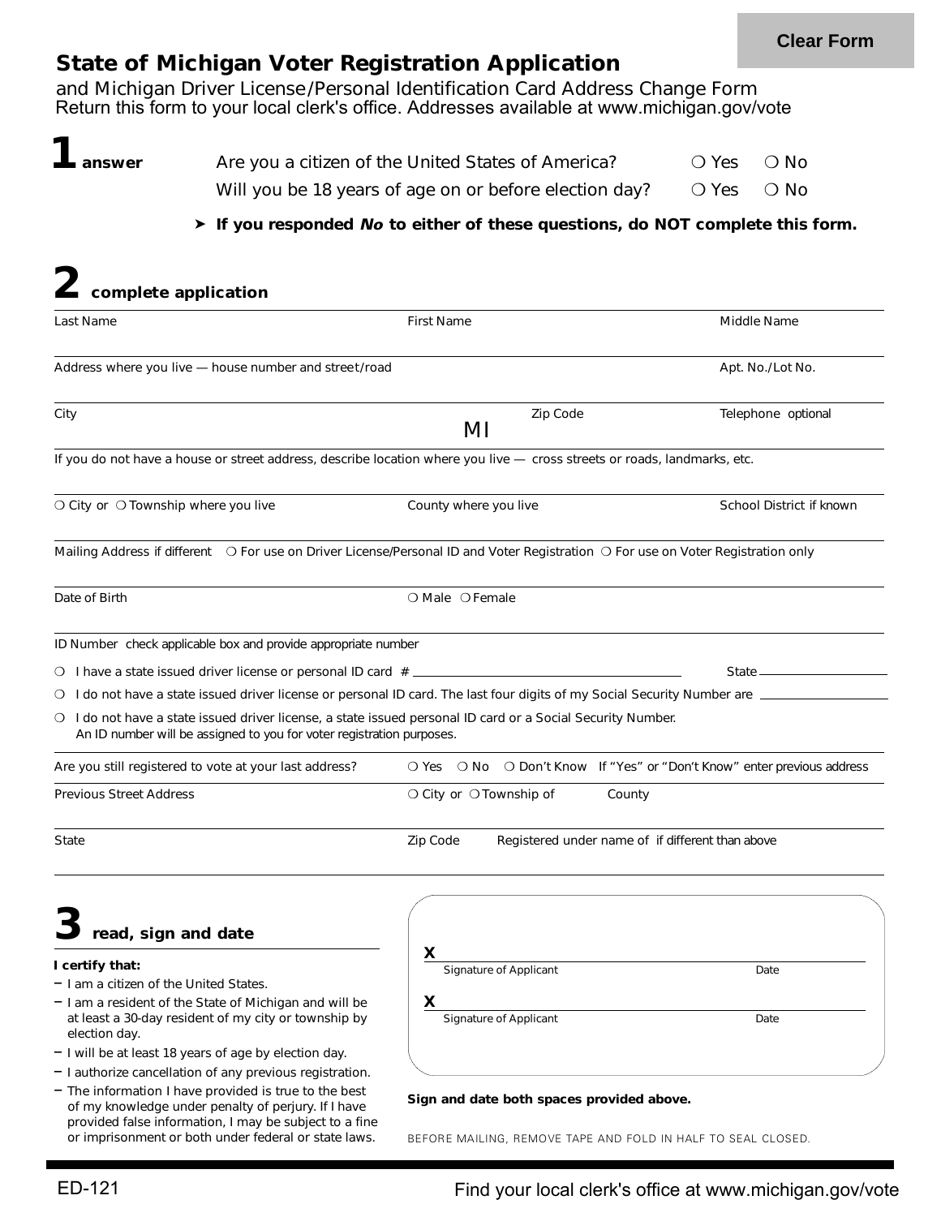Clear Form

# State of Michigan Voter Registration Application

and Michigan Driver License/Personal Identification Card Address Change Form
Return this form to your local clerk's office. Addresses available at www.michigan.gov/vote

## 1 answer

Are you a citizen of the United States of America? ❍ Yes ❍ No

Will you be 18 years of age on or before election day? ❍ Yes ❍ No

➤ **If you responded *No* to either of these questions, do NOT complete this form.**

## 2 complete application

Last Name | First Name | Middle Name

Address where you live — house number and street/road | Apt. No./Lot No.

City | MI | Zip Code | Telephone optional

If you do not have a house or street address, describe location where you live — cross streets or roads, landmarks, etc.

❍ City or ❍ Township where you live | County where you live | School District if known

Mailing Address if different ❍ For use on Driver License/Personal ID and Voter Registration ❍ For use on Voter Registration only

Date of Birth | ❍ Male ❍ Female

ID Number check applicable box and provide appropriate number

❍ I have a state issued driver license or personal ID card # ______________________ State ____________

❍ I do not have a state issued driver license or personal ID card. The last four digits of my Social Security Number are ____________

❍ I do not have a state issued driver license, a state issued personal ID card or a Social Security Number. An ID number will be assigned to you for voter registration purposes.

Are you still registered to vote at your last address? ❍ Yes ❍ No ❍ Don't Know If "Yes" or "Don't Know" enter previous address

Previous Street Address | ❍ City or ❍ Township of | County

State | Zip Code | Registered under name of if different than above

## 3 read, sign and date

**I certify that:**

- I am a citizen of the United States.
- I am a resident of the State of Michigan and will be at least a 30-day resident of my city or township by election day.
- I will be at least 18 years of age by election day.
- I authorize cancellation of any previous registration.
- The information I have provided is true to the best of my knowledge under penalty of perjury. If I have provided false information, I may be subject to a fine or imprisonment or both under federal or state laws.

**X** ______________________________
Signature of Applicant Date

**X** ______________________________
Signature of Applicant Date

**Sign and date both spaces provided above.**

BEFORE MAILING, REMOVE TAPE AND FOLD IN HALF TO SEAL CLOSED.

ED-121

Find your local clerk's office at www.michigan.gov/vote